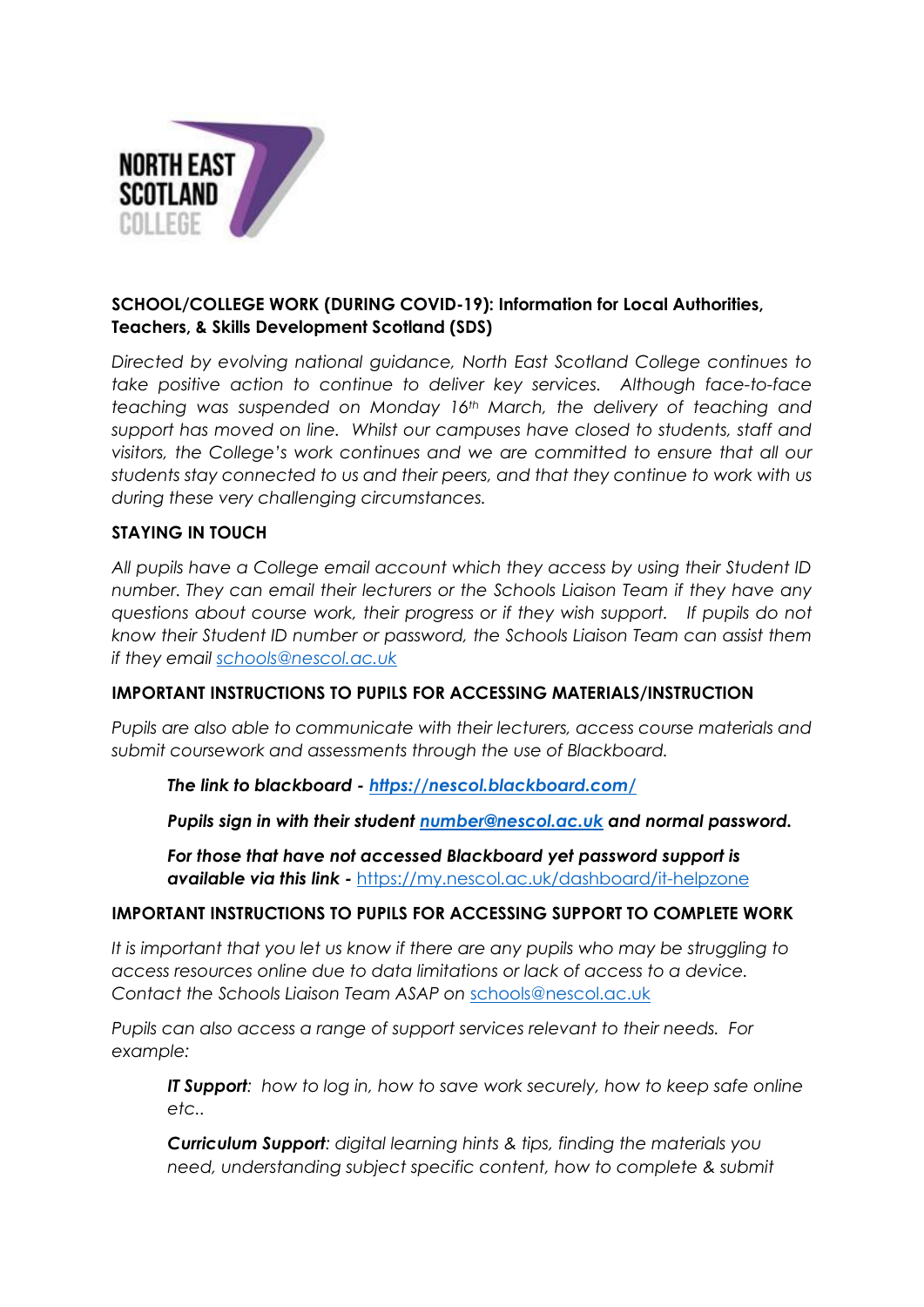NORTH EAST SCOTLAND COLLEGE

**SCHOOL/COLLEGE WORK (DURING COVID-19): Information for Local Authorities, Teachers, & Skills Development Scotland (SDS)**

*Directed by evolving national guidance, North East Scotland College continues to take positive action to continue to deliver key services. Although face-to-face teaching was suspended on Monday 16th March, the delivery of teaching and support has moved on line. Whilst our campuses have closed to students, staff and visitors, the College's work continues and we are committed to ensure that all our students stay connected to us and their peers, and that they continue to work with us during these very challenging circumstances.*

**STAYING IN TOUCH**

*All pupils have a College email account which they access by using their Student ID number. They can email their lecturers or the Schools Liaison Team if they have any questions about course work, their progress or if they wish support. If pupils do not know their Student ID number or password, the Schools Liaison Team can assist them if they email schools@nescol.ac.uk*

**IMPORTANT INSTRUCTIONS TO PUPILS FOR ACCESSING MATERIALS/INSTRUCTION**

*Pupils are also able to communicate with their lecturers, access course materials and submit coursework and assessments through the use of Blackboard.*

> ***The link to blackboard - https://nescol.blackboard.com/***
>
> ***Pupils sign in with their student number@nescol.ac.uk and normal password.***
>
> ***For those that have not accessed Blackboard yet password support is available via this link -*** https://my.nescol.ac.uk/dashboard/it-helpzone

**IMPORTANT INSTRUCTIONS TO PUPILS FOR ACCESSING SUPPORT TO COMPLETE WORK**

*It is important that you let us know if there are any pupils who may be struggling to access resources online due to data limitations or lack of access to a device. Contact the Schools Liaison Team ASAP on* schools@nescol.ac.uk

*Pupils can also access a range of support services relevant to their needs. For example:*

> ***IT Support**: how to log in, how to save work securely, how to keep safe online etc..*
>
> ***Curriculum Support**: digital learning hints & tips, finding the materials you need, understanding subject specific content, how to complete & submit*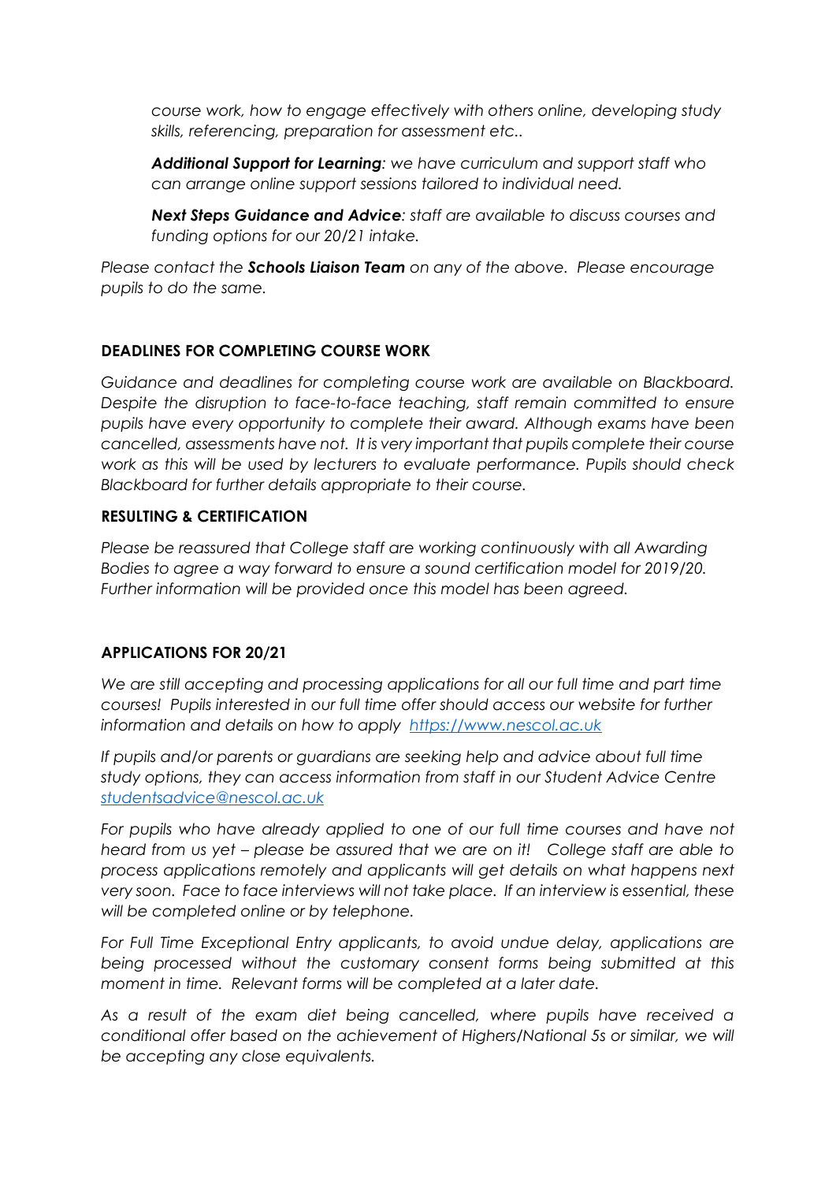*course work, how to engage effectively with others online, developing study skills, referencing, preparation for assessment etc..*

***Additional Support for Learning**: we have curriculum and support staff who can arrange online support sessions tailored to individual need.*

***Next Steps Guidance and Advice**: staff are available to discuss courses and funding options for our 20/21 intake.*

*Please contact the **Schools Liaison Team** on any of the above. Please encourage pupils to do the same.*

**DEADLINES FOR COMPLETING COURSE WORK**

*Guidance and deadlines for completing course work are available on Blackboard. Despite the disruption to face-to-face teaching, staff remain committed to ensure pupils have every opportunity to complete their award. Although exams have been cancelled, assessments have not. It is very important that pupils complete their course work as this will be used by lecturers to evaluate performance. Pupils should check Blackboard for further details appropriate to their course.*

**RESULTING & CERTIFICATION**

*Please be reassured that College staff are working continuously with all Awarding Bodies to agree a way forward to ensure a sound certification model for 2019/20. Further information will be provided once this model has been agreed.*

**APPLICATIONS FOR 20/21**

*We are still accepting and processing applications for all our full time and part time courses! Pupils interested in our full time offer should access our website for further information and details on how to apply [https://www.nescol.ac.uk](https://www.nescol.ac.uk)*

*If pupils and/or parents or guardians are seeking help and advice about full time study options, they can access information from staff in our Student Advice Centre [studentsadvice@nescol.ac.uk](mailto:studentsadvice@nescol.ac.uk)*

*For pupils who have already applied to one of our full time courses and have not heard from us yet – please be assured that we are on it! College staff are able to process applications remotely and applicants will get details on what happens next very soon. Face to face interviews will not take place. If an interview is essential, these will be completed online or by telephone.*

*For Full Time Exceptional Entry applicants, to avoid undue delay, applications are being processed without the customary consent forms being submitted at this moment in time. Relevant forms will be completed at a later date.*

*As a result of the exam diet being cancelled, where pupils have received a conditional offer based on the achievement of Highers/National 5s or similar, we will be accepting any close equivalents.*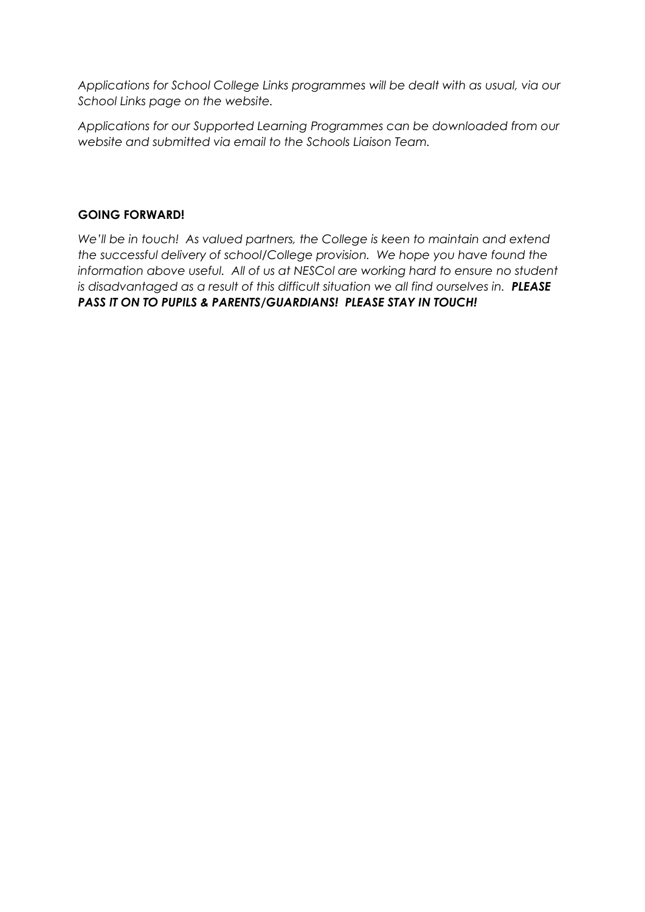*Applications for School College Links programmes will be dealt with as usual, via our School Links page on the website.*

*Applications for our Supported Learning Programmes can be downloaded from our website and submitted via email to the Schools Liaison Team.*

**GOING FORWARD!**

*We'll be in touch! As valued partners, the College is keen to maintain and extend the successful delivery of school/College provision. We hope you have found the information above useful. All of us at NESCol are working hard to ensure no student is disadvantaged as a result of this difficult situation we all find ourselves in.* ***PLEASE PASS IT ON TO PUPILS & PARENTS/GUARDIANS! PLEASE STAY IN TOUCH!***